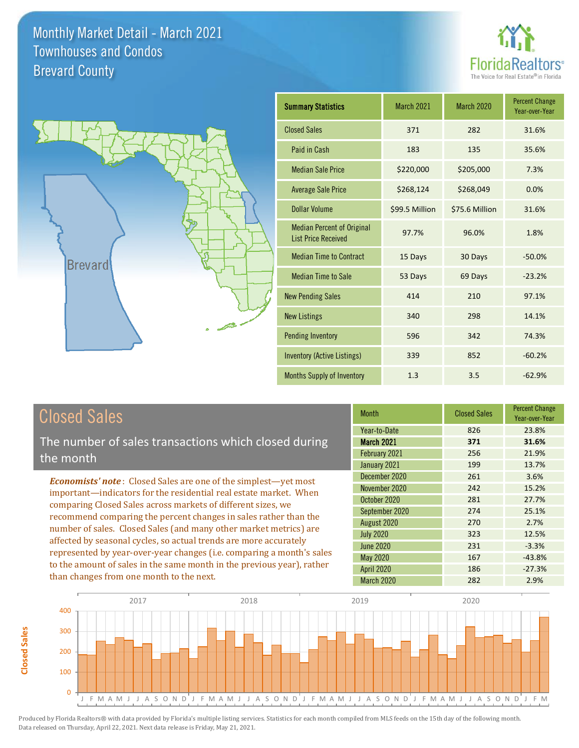# Monthly Market Detail - March 2021
## Townhouses and Condos
## Brevard County

FloridaRealtors® The Voice for Real Estate® in Florida

| Summary Statistics | March 2021 | March 2020 | Percent Change Year-over-Year |
|---|---|---|---|
| Closed Sales | 371 | 282 | 31.6% |
| Paid in Cash | 183 | 135 | 35.6% |
| Median Sale Price | $220,000 | $205,000 | 7.3% |
| Average Sale Price | $268,124 | $268,049 | 0.0% |
| Dollar Volume | $99.5 Million | $75.6 Million | 31.6% |
| Median Percent of Original List Price Received | 97.7% | 96.0% | 1.8% |
| Median Time to Contract | 15 Days | 30 Days | -50.0% |
| Median Time to Sale | 53 Days | 69 Days | -23.2% |
| New Pending Sales | 414 | 210 | 97.1% |
| New Listings | 340 | 298 | 14.1% |
| Pending Inventory | 596 | 342 | 74.3% |
| Inventory (Active Listings) | 339 | 852 | -60.2% |
| Months Supply of Inventory | 1.3 | 3.5 | -62.9% |

## Closed Sales

The number of sales transactions which closed during the month

*Economists' note*: Closed Sales are one of the simplest—yet most important—indicators for the residential real estate market. When comparing Closed Sales across markets of different sizes, we recommend comparing the percent changes in sales rather than the number of sales. Closed Sales (and many other market metrics) are affected by seasonal cycles, so actual trends are more accurately represented by year-over-year changes (i.e. comparing a month's sales to the amount of sales in the same month in the previous year), rather than changes from one month to the next.

| Month | Closed Sales | Percent Change Year-over-Year |
|---|---|---|
| Year-to-Date | 826 | 23.8% |
| **March 2021** | **371** | **31.6%** |
| February 2021 | 256 | 21.9% |
| January 2021 | 199 | 13.7% |
| December 2020 | 261 | 3.6% |
| November 2020 | 242 | 15.2% |
| October 2020 | 281 | 27.7% |
| September 2020 | 274 | 25.1% |
| August 2020 | 270 | 2.7% |
| July 2020 | 323 | 12.5% |
| June 2020 | 231 | -3.3% |
| May 2020 | 167 | -43.8% |
| April 2020 | 186 | -27.3% |
| March 2020 | 282 | 2.9% |

Produced by Florida Realtors® with data provided by Florida's multiple listing services. Statistics for each month compiled from MLS feeds on the 15th day of the following month. Data released on Thursday, April 22, 2021. Next data release is Friday, May 21, 2021.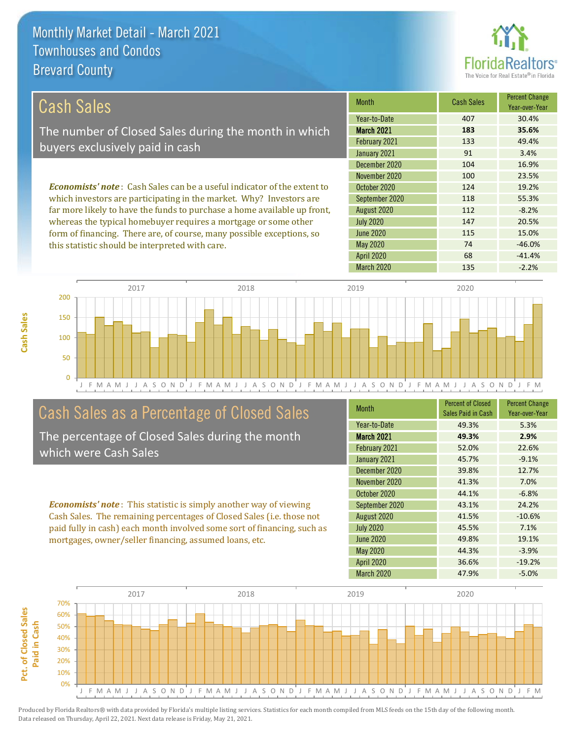# Monthly Market Detail - March 2021
## Townhouses and Condos
## Brevard County

## Cash Sales

The number of Closed Sales during the month in which buyers exclusively paid in cash

*Economists' note*: Cash Sales can be a useful indicator of the extent to which investors are participating in the market. Why? Investors are far more likely to have the funds to purchase a home available up front, whereas the typical homebuyer requires a mortgage or some other form of financing. There are, of course, many possible exceptions, so this statistic should be interpreted with care.

| Month | Cash Sales | Percent Change Year-over-Year |
|---|---|---|
| Year-to-Date | 407 | 30.4% |
| **March 2021** | **183** | **35.6%** |
| February 2021 | 133 | 49.4% |
| January 2021 | 91 | 3.4% |
| December 2020 | 104 | 16.9% |
| November 2020 | 100 | 23.5% |
| October 2020 | 124 | 19.2% |
| September 2020 | 118 | 55.3% |
| August 2020 | 112 | -8.2% |
| July 2020 | 147 | 20.5% |
| June 2020 | 115 | 15.0% |
| May 2020 | 74 | -46.0% |
| April 2020 | 68 | -41.4% |
| March 2020 | 135 | -2.2% |

## Cash Sales as a Percentage of Closed Sales

The percentage of Closed Sales during the month which were Cash Sales

*Economists' note*: This statistic is simply another way of viewing Cash Sales. The remaining percentages of Closed Sales (i.e. those not paid fully in cash) each month involved some sort of financing, such as mortgages, owner/seller financing, assumed loans, etc.

| Month | Percent of Closed Sales Paid in Cash | Percent Change Year-over-Year |
|---|---|---|
| Year-to-Date | 49.3% | 5.3% |
| **March 2021** | **49.3%** | **2.9%** |
| February 2021 | 52.0% | 22.6% |
| January 2021 | 45.7% | -9.1% |
| December 2020 | 39.8% | 12.7% |
| November 2020 | 41.3% | 7.0% |
| October 2020 | 44.1% | -6.8% |
| September 2020 | 43.1% | 24.2% |
| August 2020 | 41.5% | -10.6% |
| July 2020 | 45.5% | 7.1% |
| June 2020 | 49.8% | 19.1% |
| May 2020 | 44.3% | -3.9% |
| April 2020 | 36.6% | -19.2% |
| March 2020 | 47.9% | -5.0% |

Produced by Florida Realtors® with data provided by Florida's multiple listing services. Statistics for each month compiled from MLS feeds on the 15th day of the following month. Data released on Thursday, April 22, 2021. Next data release is Friday, May 21, 2021.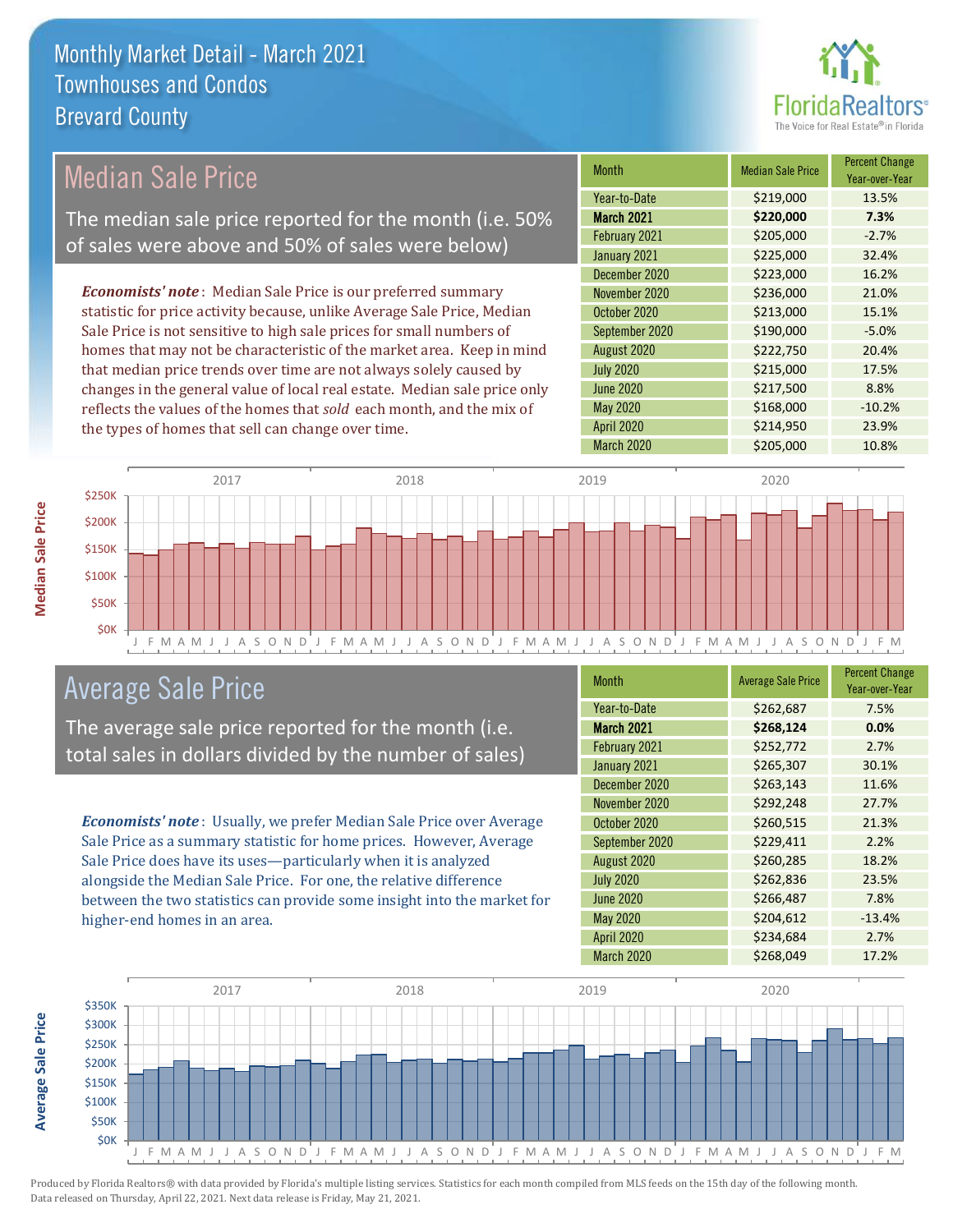# Monthly Market Detail - March 2021
## Townhouses and Condos
## Brevard County

## Median Sale Price

The median sale price reported for the month (i.e. 50% of sales were above and 50% of sales were below)

*Economists' note*: Median Sale Price is our preferred summary statistic for price activity because, unlike Average Sale Price, Median Sale Price is not sensitive to high sale prices for small numbers of homes that may not be characteristic of the market area. Keep in mind that median price trends over time are not always solely caused by changes in the general value of local real estate. Median sale price only reflects the values of the homes that *sold* each month, and the mix of the types of homes that sell can change over time.

| Month | Median Sale Price | Percent Change Year-over-Year |
|---|---|---|
| Year-to-Date | $219,000 | 13.5% |
| **March 2021** | **$220,000** | **7.3%** |
| February 2021 | $205,000 | -2.7% |
| January 2021 | $225,000 | 32.4% |
| December 2020 | $223,000 | 16.2% |
| November 2020 | $236,000 | 21.0% |
| October 2020 | $213,000 | 15.1% |
| September 2020 | $190,000 | -5.0% |
| August 2020 | $222,750 | 20.4% |
| July 2020 | $215,000 | 17.5% |
| June 2020 | $217,500 | 8.8% |
| May 2020 | $168,000 | -10.2% |
| April 2020 | $214,950 | 23.9% |
| March 2020 | $205,000 | 10.8% |

## Average Sale Price

The average sale price reported for the month (i.e. total sales in dollars divided by the number of sales)

*Economists' note*: Usually, we prefer Median Sale Price over Average Sale Price as a summary statistic for home prices. However, Average Sale Price does have its uses—particularly when it is analyzed alongside the Median Sale Price. For one, the relative difference between the two statistics can provide some insight into the market for higher-end homes in an area.

| Month | Average Sale Price | Percent Change Year-over-Year |
|---|---|---|
| Year-to-Date | $262,687 | 7.5% |
| **March 2021** | **$268,124** | **0.0%** |
| February 2021 | $252,772 | 2.7% |
| January 2021 | $265,307 | 30.1% |
| December 2020 | $263,143 | 11.6% |
| November 2020 | $292,248 | 27.7% |
| October 2020 | $260,515 | 21.3% |
| September 2020 | $229,411 | 2.2% |
| August 2020 | $260,285 | 18.2% |
| July 2020 | $262,836 | 23.5% |
| June 2020 | $266,487 | 7.8% |
| May 2020 | $204,612 | -13.4% |
| April 2020 | $234,684 | 2.7% |
| March 2020 | $268,049 | 17.2% |

Produced by Florida Realtors® with data provided by Florida's multiple listing services. Statistics for each month compiled from MLS feeds on the 15th day of the following month. Data released on Thursday, April 22, 2021. Next data release is Friday, May 21, 2021.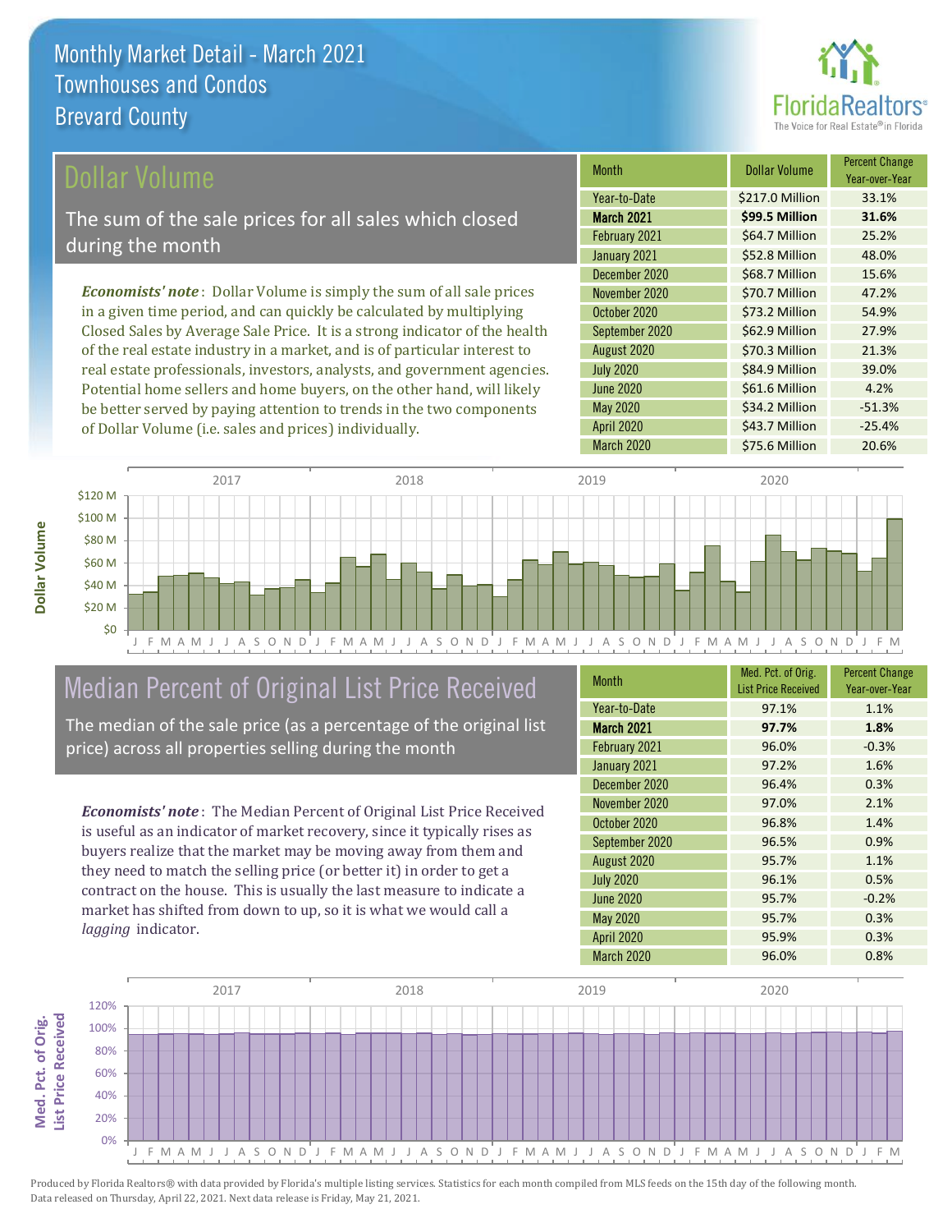# Monthly Market Detail - March 2021
## Townhouses and Condos
## Brevard County

## Dollar Volume

The sum of the sale prices for all sales which closed during the month

***Economists' note***: Dollar Volume is simply the sum of all sale prices in a given time period, and can quickly be calculated by multiplying Closed Sales by Average Sale Price. It is a strong indicator of the health of the real estate industry in a market, and is of particular interest to real estate professionals, investors, analysts, and government agencies. Potential home sellers and home buyers, on the other hand, will likely be better served by paying attention to trends in the two components of Dollar Volume (i.e. sales and prices) individually.

| Month | Dollar Volume | Percent Change Year-over-Year |
|---|---|---|
| Year-to-Date | $217.0 Million | 33.1% |
| **March 2021** | **$99.5 Million** | **31.6%** |
| February 2021 | $64.7 Million | 25.2% |
| January 2021 | $52.8 Million | 48.0% |
| December 2020 | $68.7 Million | 15.6% |
| November 2020 | $70.7 Million | 47.2% |
| October 2020 | $73.2 Million | 54.9% |
| September 2020 | $62.9 Million | 27.9% |
| August 2020 | $70.3 Million | 21.3% |
| July 2020 | $84.9 Million | 39.0% |
| June 2020 | $61.6 Million | 4.2% |
| May 2020 | $34.2 Million | -51.3% |
| April 2020 | $43.7 Million | -25.4% |
| March 2020 | $75.6 Million | 20.6% |

## Median Percent of Original List Price Received

The median of the sale price (as a percentage of the original list price) across all properties selling during the month

***Economists' note***: The Median Percent of Original List Price Received is useful as an indicator of market recovery, since it typically rises as buyers realize that the market may be moving away from them and they need to match the selling price (or better it) in order to get a contract on the house. This is usually the last measure to indicate a market has shifted from down to up, so it is what we would call a *lagging* indicator.

| Month | Med. Pct. of Orig. List Price Received | Percent Change Year-over-Year |
|---|---|---|
| Year-to-Date | 97.1% | 1.1% |
| **March 2021** | **97.7%** | **1.8%** |
| February 2021 | 96.0% | -0.3% |
| January 2021 | 97.2% | 1.6% |
| December 2020 | 96.4% | 0.3% |
| November 2020 | 97.0% | 2.1% |
| October 2020 | 96.8% | 1.4% |
| September 2020 | 96.5% | 0.9% |
| August 2020 | 95.7% | 1.1% |
| July 2020 | 96.1% | 0.5% |
| June 2020 | 95.7% | -0.2% |
| May 2020 | 95.7% | 0.3% |
| April 2020 | 95.9% | 0.3% |
| March 2020 | 96.0% | 0.8% |

Produced by Florida Realtors® with data provided by Florida's multiple listing services. Statistics for each month compiled from MLS feeds on the 15th day of the following month. Data released on Thursday, April 22, 2021. Next data release is Friday, May 21, 2021.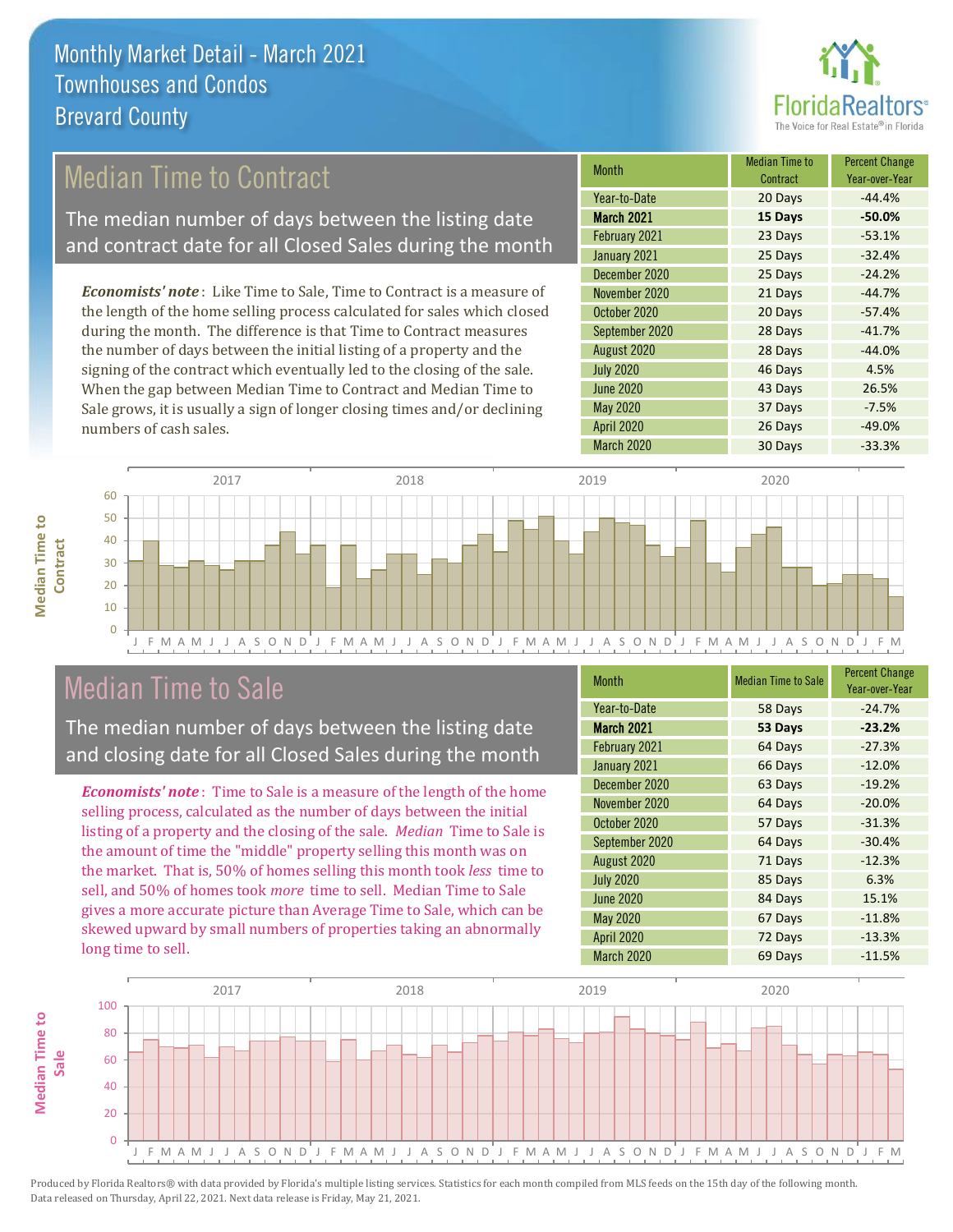# Monthly Market Detail - March 2021
## Townhouses and Condos
## Brevard County

## Median Time to Contract

The median number of days between the listing date and contract date for all Closed Sales during the month

*Economists' note*: Like Time to Sale, Time to Contract is a measure of the length of the home selling process calculated for sales which closed during the month. The difference is that Time to Contract measures the number of days between the initial listing of a property and the signing of the contract which eventually led to the closing of the sale. When the gap between Median Time to Contract and Median Time to Sale grows, it is usually a sign of longer closing times and/or declining numbers of cash sales.

| Month | Median Time to Contract | Percent Change Year-over-Year |
|---|---|---|
| Year-to-Date | 20 Days | -44.4% |
| **March 2021** | **15 Days** | **-50.0%** |
| February 2021 | 23 Days | -53.1% |
| January 2021 | 25 Days | -32.4% |
| December 2020 | 25 Days | -24.2% |
| November 2020 | 21 Days | -44.7% |
| October 2020 | 20 Days | -57.4% |
| September 2020 | 28 Days | -41.7% |
| August 2020 | 28 Days | -44.0% |
| July 2020 | 46 Days | 4.5% |
| June 2020 | 43 Days | 26.5% |
| May 2020 | 37 Days | -7.5% |
| April 2020 | 26 Days | -49.0% |
| March 2020 | 30 Days | -33.3% |

## Median Time to Sale

The median number of days between the listing date and closing date for all Closed Sales during the month

*Economists' note*: Time to Sale is a measure of the length of the home selling process, calculated as the number of days between the initial listing of a property and the closing of the sale. *Median* Time to Sale is the amount of time the "middle" property selling this month was on the market. That is, 50% of homes selling this month took *less* time to sell, and 50% of homes took *more* time to sell. Median Time to Sale gives a more accurate picture than Average Time to Sale, which can be skewed upward by small numbers of properties taking an abnormally long time to sell.

| Month | Median Time to Sale | Percent Change Year-over-Year |
|---|---|---|
| Year-to-Date | 58 Days | -24.7% |
| **March 2021** | **53 Days** | **-23.2%** |
| February 2021 | 64 Days | -27.3% |
| January 2021 | 66 Days | -12.0% |
| December 2020 | 63 Days | -19.2% |
| November 2020 | 64 Days | -20.0% |
| October 2020 | 57 Days | -31.3% |
| September 2020 | 64 Days | -30.4% |
| August 2020 | 71 Days | -12.3% |
| July 2020 | 85 Days | 6.3% |
| June 2020 | 84 Days | 15.1% |
| May 2020 | 67 Days | -11.8% |
| April 2020 | 72 Days | -13.3% |
| March 2020 | 69 Days | -11.5% |

Produced by Florida Realtors® with data provided by Florida's multiple listing services. Statistics for each month compiled from MLS feeds on the 15th day of the following month. Data released on Thursday, April 22, 2021. Next data release is Friday, May 21, 2021.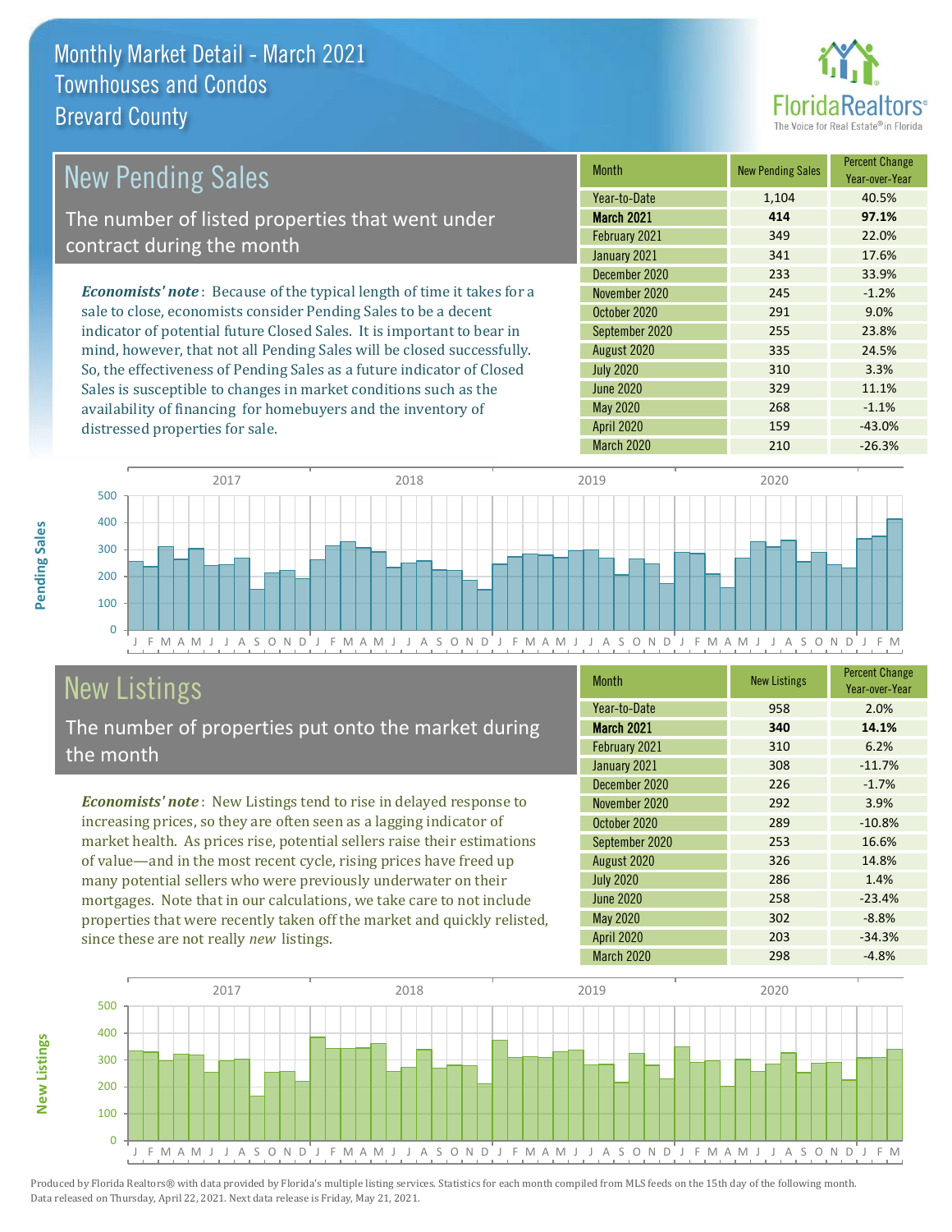# Monthly Market Detail - March 2021
## Townhouses and Condos
## Brevard County

## New Pending Sales

The number of listed properties that went under contract during the month

*Economists' note*: Because of the typical length of time it takes for a sale to close, economists consider Pending Sales to be a decent indicator of potential future Closed Sales. It is important to bear in mind, however, that not all Pending Sales will be closed successfully. So, the effectiveness of Pending Sales as a future indicator of Closed Sales is susceptible to changes in market conditions such as the availability of financing for homebuyers and the inventory of distressed properties for sale.

| Month | New Pending Sales | Percent Change Year-over-Year |
|---|---|---|
| Year-to-Date | 1,104 | 40.5% |
| **March 2021** | **414** | **97.1%** |
| February 2021 | 349 | 22.0% |
| January 2021 | 341 | 17.6% |
| December 2020 | 233 | 33.9% |
| November 2020 | 245 | -1.2% |
| October 2020 | 291 | 9.0% |
| September 2020 | 255 | 23.8% |
| August 2020 | 335 | 24.5% |
| July 2020 | 310 | 3.3% |
| June 2020 | 329 | 11.1% |
| May 2020 | 268 | -1.1% |
| April 2020 | 159 | -43.0% |
| March 2020 | 210 | -26.3% |

## New Listings

The number of properties put onto the market during the month

*Economists' note*: New Listings tend to rise in delayed response to increasing prices, so they are often seen as a lagging indicator of market health. As prices rise, potential sellers raise their estimations of value—and in the most recent cycle, rising prices have freed up many potential sellers who were previously underwater on their mortgages. Note that in our calculations, we take care to not include properties that were recently taken off the market and quickly relisted, since these are not really *new* listings.

| Month | New Listings | Percent Change Year-over-Year |
|---|---|---|
| Year-to-Date | 958 | 2.0% |
| **March 2021** | **340** | **14.1%** |
| February 2021 | 310 | 6.2% |
| January 2021 | 308 | -11.7% |
| December 2020 | 226 | -1.7% |
| November 2020 | 292 | 3.9% |
| October 2020 | 289 | -10.8% |
| September 2020 | 253 | 16.6% |
| August 2020 | 326 | 14.8% |
| July 2020 | 286 | 1.4% |
| June 2020 | 258 | -23.4% |
| May 2020 | 302 | -8.8% |
| April 2020 | 203 | -34.3% |
| March 2020 | 298 | -4.8% |

Produced by Florida Realtors® with data provided by Florida's multiple listing services. Statistics for each month compiled from MLS feeds on the 15th day of the following month. Data released on Thursday, April 22, 2021. Next data release is Friday, May 21, 2021.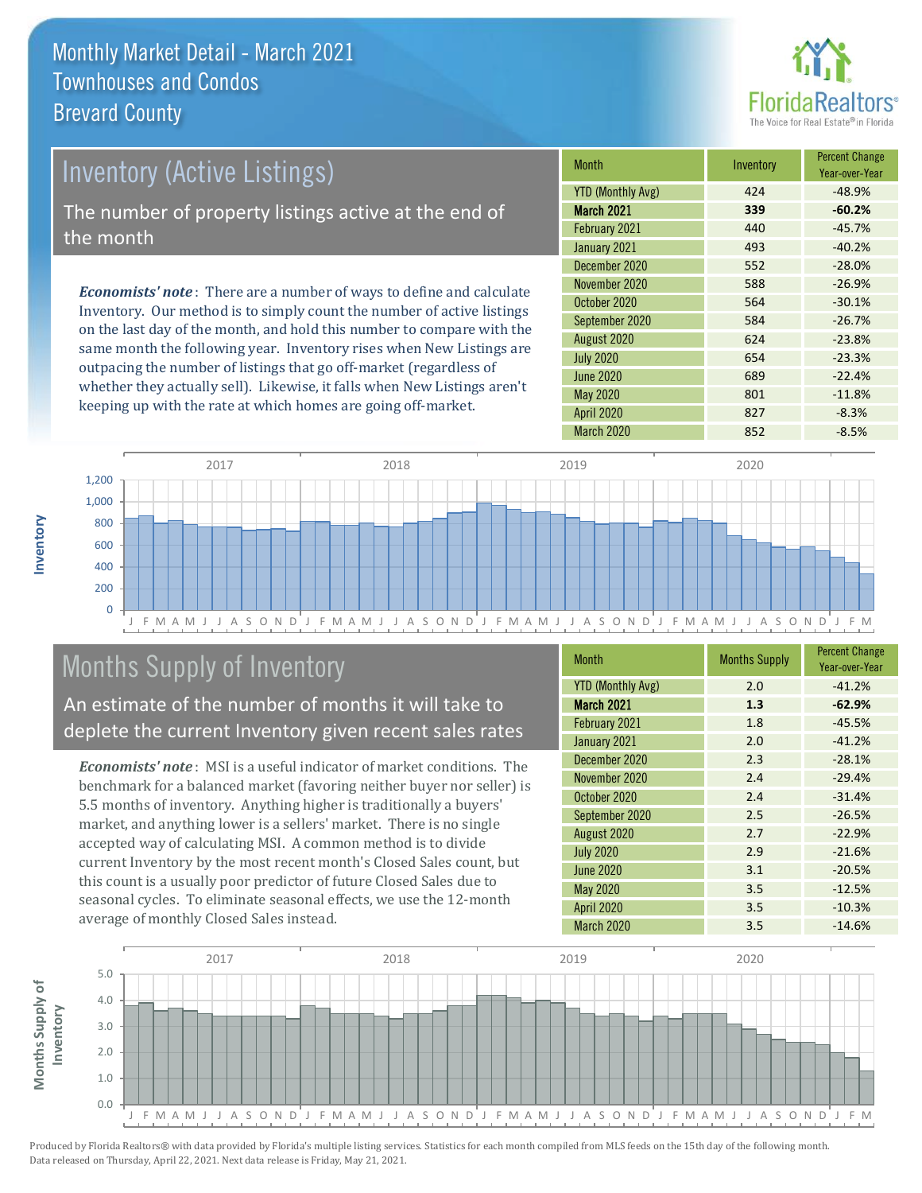# Monthly Market Detail - March 2021
## Townhouses and Condos
## Brevard County

## Inventory (Active Listings)

The number of property listings active at the end of the month

***Economists' note***: There are a number of ways to define and calculate Inventory. Our method is to simply count the number of active listings on the last day of the month, and hold this number to compare with the same month the following year. Inventory rises when New Listings are outpacing the number of listings that go off-market (regardless of whether they actually sell). Likewise, it falls when New Listings aren't keeping up with the rate at which homes are going off-market.

| Month | Inventory | Percent Change Year-over-Year |
|---|---|---|
| YTD (Monthly Avg) | 424 | -48.9% |
| **March 2021** | **339** | **-60.2%** |
| February 2021 | 440 | -45.7% |
| January 2021 | 493 | -40.2% |
| December 2020 | 552 | -28.0% |
| November 2020 | 588 | -26.9% |
| October 2020 | 564 | -30.1% |
| September 2020 | 584 | -26.7% |
| August 2020 | 624 | -23.8% |
| July 2020 | 654 | -23.3% |
| June 2020 | 689 | -22.4% |
| May 2020 | 801 | -11.8% |
| April 2020 | 827 | -8.3% |
| March 2020 | 852 | -8.5% |

## Months Supply of Inventory

An estimate of the number of months it will take to deplete the current Inventory given recent sales rates

***Economists' note***: MSI is a useful indicator of market conditions. The benchmark for a balanced market (favoring neither buyer nor seller) is 5.5 months of inventory. Anything higher is traditionally a buyers' market, and anything lower is a sellers' market. There is no single accepted way of calculating MSI. A common method is to divide current Inventory by the most recent month's Closed Sales count, but this count is a usually poor predictor of future Closed Sales due to seasonal cycles. To eliminate seasonal effects, we use the 12-month average of monthly Closed Sales instead.

| Month | Months Supply | Percent Change Year-over-Year |
|---|---|---|
| YTD (Monthly Avg) | 2.0 | -41.2% |
| **March 2021** | **1.3** | **-62.9%** |
| February 2021 | 1.8 | -45.5% |
| January 2021 | 2.0 | -41.2% |
| December 2020 | 2.3 | -28.1% |
| November 2020 | 2.4 | -29.4% |
| October 2020 | 2.4 | -31.4% |
| September 2020 | 2.5 | -26.5% |
| August 2020 | 2.7 | -22.9% |
| July 2020 | 2.9 | -21.6% |
| June 2020 | 3.1 | -20.5% |
| May 2020 | 3.5 | -12.5% |
| April 2020 | 3.5 | -10.3% |
| March 2020 | 3.5 | -14.6% |

Produced by Florida Realtors® with data provided by Florida's multiple listing services. Statistics for each month compiled from MLS feeds on the 15th day of the following month. Data released on Thursday, April 22, 2021. Next data release is Friday, May 21, 2021.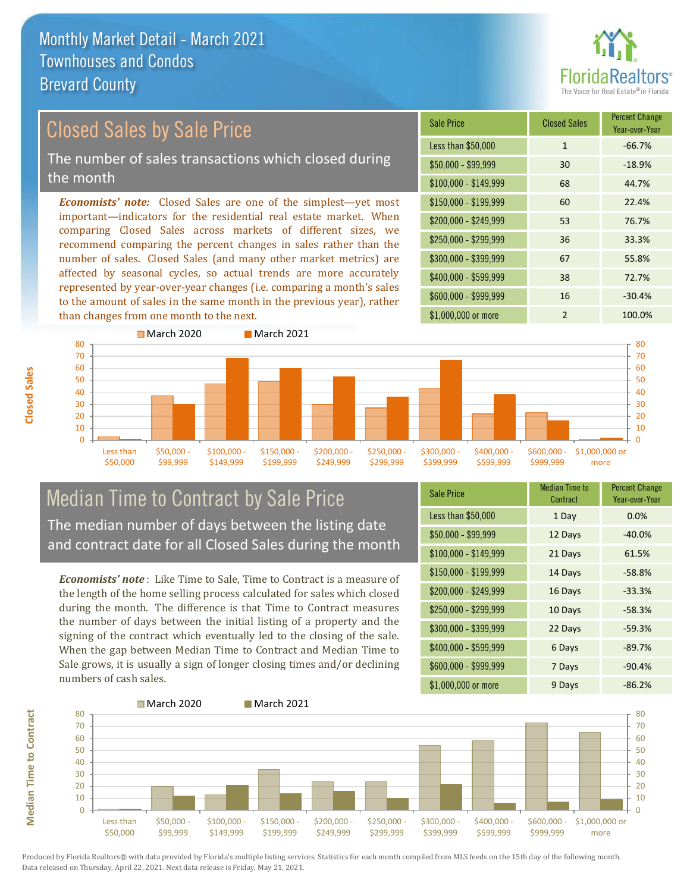# Monthly Market Detail - March 2021
## Townhouses and Condos
## Brevard County

## Closed Sales by Sale Price

The number of sales transactions which closed during the month

*Economists' note:* Closed Sales are one of the simplest—yet most important—indicators for the residential real estate market. When comparing Closed Sales across markets of different sizes, we recommend comparing the percent changes in sales rather than the number of sales. Closed Sales (and many other market metrics) are affected by seasonal cycles, so actual trends are more accurately represented by year-over-year changes (i.e. comparing a month's sales to the amount of sales in the same month in the previous year), rather than changes from one month to the next.

| Sale Price | Closed Sales | Percent Change Year-over-Year |
|---|---|---|
| Less than $50,000 | 1 | -66.7% |
| $50,000 - $99,999 | 30 | -18.9% |
| $100,000 - $149,999 | 68 | 44.7% |
| $150,000 - $199,999 | 60 | 22.4% |
| $200,000 - $249,999 | 53 | 76.7% |
| $250,000 - $299,999 | 36 | 33.3% |
| $300,000 - $399,999 | 67 | 55.8% |
| $400,000 - $599,999 | 38 | 72.7% |
| $600,000 - $999,999 | 16 | -30.4% |
| $1,000,000 or more | 2 | 100.0% |

## Median Time to Contract by Sale Price

The median number of days between the listing date and contract date for all Closed Sales during the month

*Economists' note*: Like Time to Sale, Time to Contract is a measure of the length of the home selling process calculated for sales which closed during the month. The difference is that Time to Contract measures the number of days between the initial listing of a property and the signing of the contract which eventually led to the closing of the sale. When the gap between Median Time to Contract and Median Time to Sale grows, it is usually a sign of longer closing times and/or declining numbers of cash sales.

| Sale Price | Median Time to Contract | Percent Change Year-over-Year |
|---|---|---|
| Less than $50,000 | 1 Day | 0.0% |
| $50,000 - $99,999 | 12 Days | -40.0% |
| $100,000 - $149,999 | 21 Days | 61.5% |
| $150,000 - $199,999 | 14 Days | -58.8% |
| $200,000 - $249,999 | 16 Days | -33.3% |
| $250,000 - $299,999 | 10 Days | -58.3% |
| $300,000 - $399,999 | 22 Days | -59.3% |
| $400,000 - $599,999 | 6 Days | -89.7% |
| $600,000 - $999,999 | 7 Days | -90.4% |
| $1,000,000 or more | 9 Days | -86.2% |

Produced by Florida Realtors® with data provided by Florida's multiple listing services. Statistics for each month compiled from MLS feeds on the 15th day of the following month. Data released on Thursday, April 22, 2021. Next data release is Friday, May 21, 2021.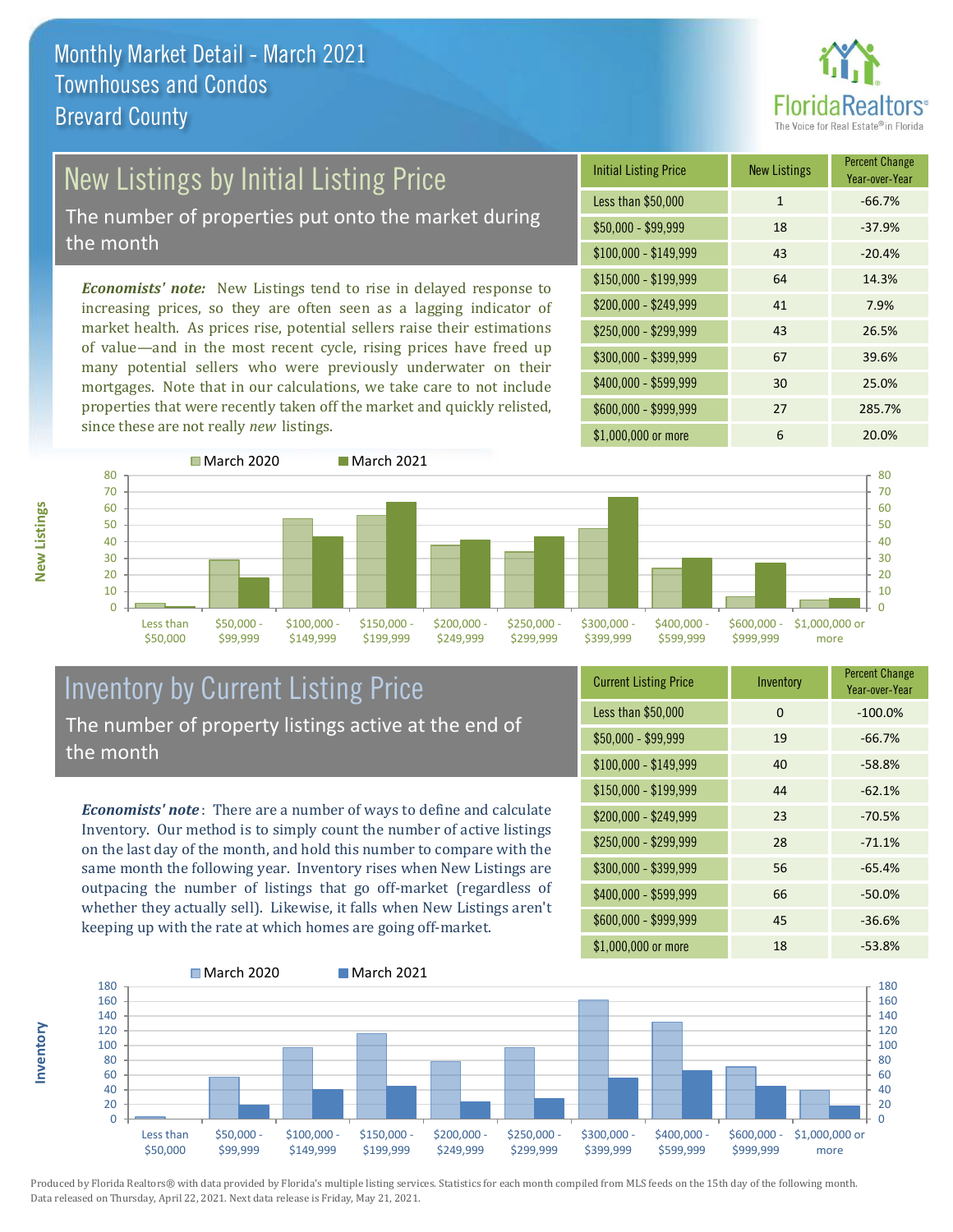# Monthly Market Detail - March 2021
## Townhouses and Condos
## Brevard County

## New Listings by Initial Listing Price

The number of properties put onto the market during the month

*Economists' note:* New Listings tend to rise in delayed response to increasing prices, so they are often seen as a lagging indicator of market health. As prices rise, potential sellers raise their estimations of value—and in the most recent cycle, rising prices have freed up many potential sellers who were previously underwater on their mortgages. Note that in our calculations, we take care to not include properties that were recently taken off the market and quickly relisted, since these are not really *new* listings.

| Initial Listing Price | New Listings | Percent Change Year-over-Year |
|---|---|---|
| Less than $50,000 | 1 | -66.7% |
| $50,000 - $99,999 | 18 | -37.9% |
| $100,000 - $149,999 | 43 | -20.4% |
| $150,000 - $199,999 | 64 | 14.3% |
| $200,000 - $249,999 | 41 | 7.9% |
| $250,000 - $299,999 | 43 | 26.5% |
| $300,000 - $399,999 | 67 | 39.6% |
| $400,000 - $599,999 | 30 | 25.0% |
| $600,000 - $999,999 | 27 | 285.7% |
| $1,000,000 or more | 6 | 20.0% |

## Inventory by Current Listing Price

The number of property listings active at the end of the month

*Economists' note*: There are a number of ways to define and calculate Inventory. Our method is to simply count the number of active listings on the last day of the month, and hold this number to compare with the same month the following year. Inventory rises when New Listings are outpacing the number of listings that go off-market (regardless of whether they actually sell). Likewise, it falls when New Listings aren't keeping up with the rate at which homes are going off-market.

| Current Listing Price | Inventory | Percent Change Year-over-Year |
|---|---|---|
| Less than $50,000 | 0 | -100.0% |
| $50,000 - $99,999 | 19 | -66.7% |
| $100,000 - $149,999 | 40 | -58.8% |
| $150,000 - $199,999 | 44 | -62.1% |
| $200,000 - $249,999 | 23 | -70.5% |
| $250,000 - $299,999 | 28 | -71.1% |
| $300,000 - $399,999 | 56 | -65.4% |
| $400,000 - $599,999 | 66 | -50.0% |
| $600,000 - $999,999 | 45 | -36.6% |
| $1,000,000 or more | 18 | -53.8% |

Produced by Florida Realtors® with data provided by Florida's multiple listing services. Statistics for each month compiled from MLS feeds on the 15th day of the following month. Data released on Thursday, April 22, 2021. Next data release is Friday, May 21, 2021.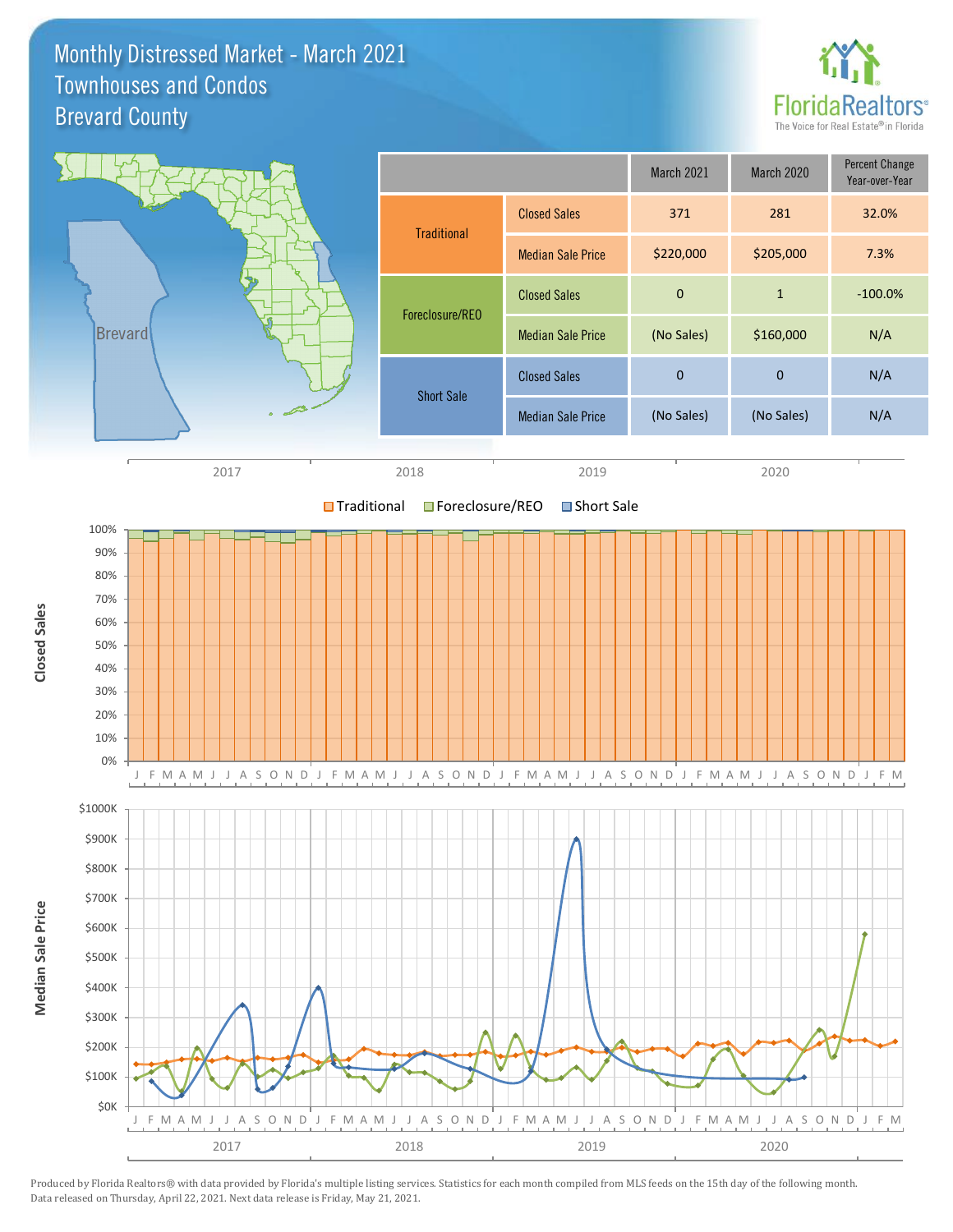# Monthly Distressed Market - March 2021
## Townhouses and Condos
## Brevard County

FloridaRealtors®
The Voice for Real Estate® in Florida

Brevard

| | | March 2021 | March 2020 | Percent Change Year-over-Year |
|---|---|---|---|---|
| Traditional | Closed Sales | 371 | 281 | 32.0% |
| | Median Sale Price | $220,000 | $205,000 | 7.3% |
| Foreclosure/REO | Closed Sales | 0 | 1 | -100.0% |
| | Median Sale Price | (No Sales) | $160,000 | N/A |
| Short Sale | Closed Sales | 0 | 0 | N/A |
| | Median Sale Price | (No Sales) | (No Sales) | N/A |

2017 2018 2019 2020

Traditional  Foreclosure/REO  Short Sale

Closed Sales

100% 90% 80% 70% 60% 50% 40% 30% 20% 10% 0%

J F M A M J J A S O N D J F M A M J J A S O N D J F M A M J J A S O N D J F M A M J J A S O N D J F M

Median Sale Price

$1000K $900K $800K $700K $600K $500K $400K $300K $200K $100K $0K

J F M A M J J A S O N D J F M A M J J A S O N D J F M A M J J A S O N D J F M A M J J A S O N D J F M

2017 2018 2019 2020

Produced by Florida Realtors® with data provided by Florida's multiple listing services. Statistics for each month compiled from MLS feeds on the 15th day of the following month. Data released on Thursday, April 22, 2021. Next data release is Friday, May 21, 2021.